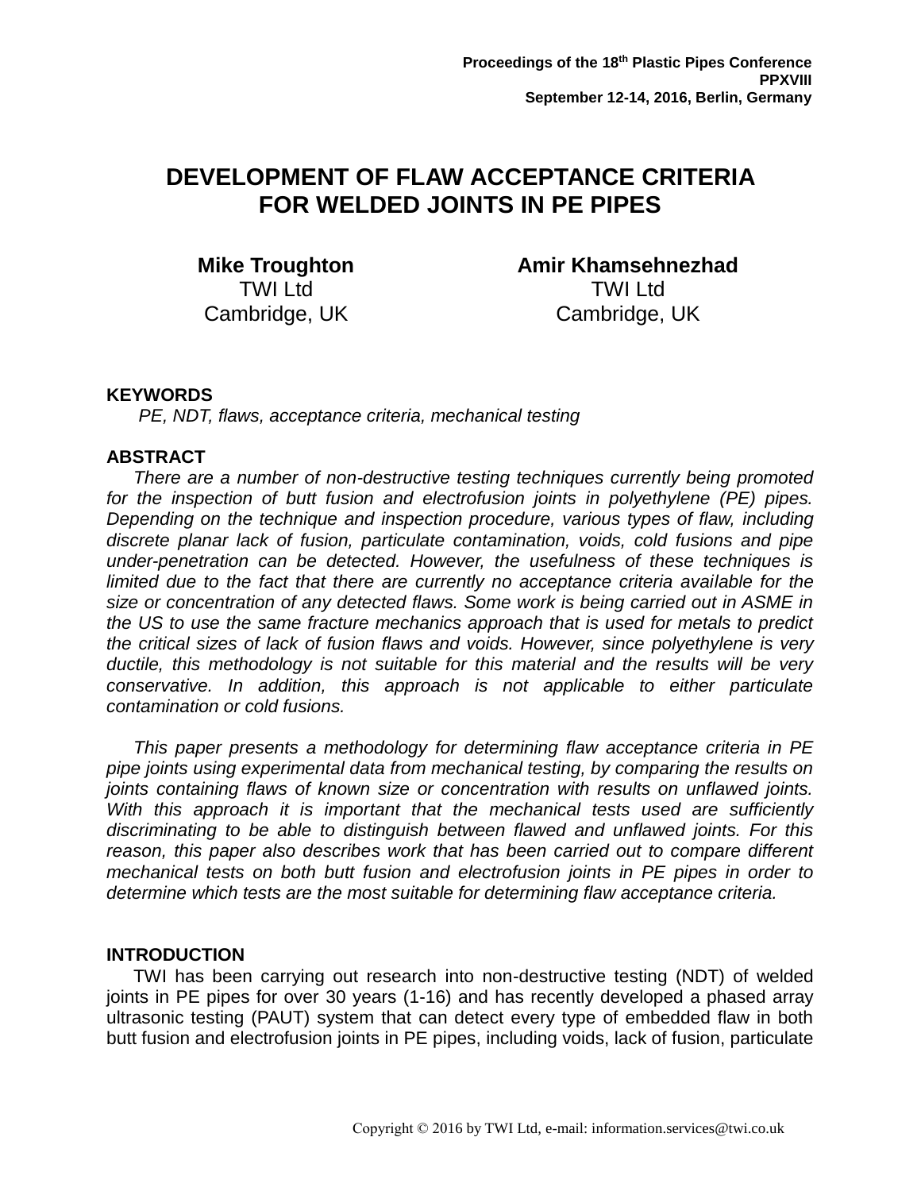# DEVELOPMENT OF FLAW ACCEPTANCE CRITERIA FOR WELDED JOINTS IN PE PIPES

**Mike Troughton**
TWI Ltd
Cambridge, UK

**Amir Khamsehnezhad**
TWI Ltd
Cambridge, UK

## KEYWORDS

*PE, NDT, flaws, acceptance criteria, mechanical testing*

## ABSTRACT

*There are a number of non-destructive testing techniques currently being promoted for the inspection of butt fusion and electrofusion joints in polyethylene (PE) pipes. Depending on the technique and inspection procedure, various types of flaw, including discrete planar lack of fusion, particulate contamination, voids, cold fusions and pipe under-penetration can be detected. However, the usefulness of these techniques is limited due to the fact that there are currently no acceptance criteria available for the size or concentration of any detected flaws. Some work is being carried out in ASME in the US to use the same fracture mechanics approach that is used for metals to predict the critical sizes of lack of fusion flaws and voids. However, since polyethylene is very ductile, this methodology is not suitable for this material and the results will be very conservative. In addition, this approach is not applicable to either particulate contamination or cold fusions.*

*This paper presents a methodology for determining flaw acceptance criteria in PE pipe joints using experimental data from mechanical testing, by comparing the results on joints containing flaws of known size or concentration with results on unflawed joints. With this approach it is important that the mechanical tests used are sufficiently discriminating to be able to distinguish between flawed and unflawed joints. For this reason, this paper also describes work that has been carried out to compare different mechanical tests on both butt fusion and electrofusion joints in PE pipes in order to determine which tests are the most suitable for determining flaw acceptance criteria.*

## INTRODUCTION

TWI has been carrying out research into non-destructive testing (NDT) of welded joints in PE pipes for over 30 years (1-16) and has recently developed a phased array ultrasonic testing (PAUT) system that can detect every type of embedded flaw in both butt fusion and electrofusion joints in PE pipes, including voids, lack of fusion, particulate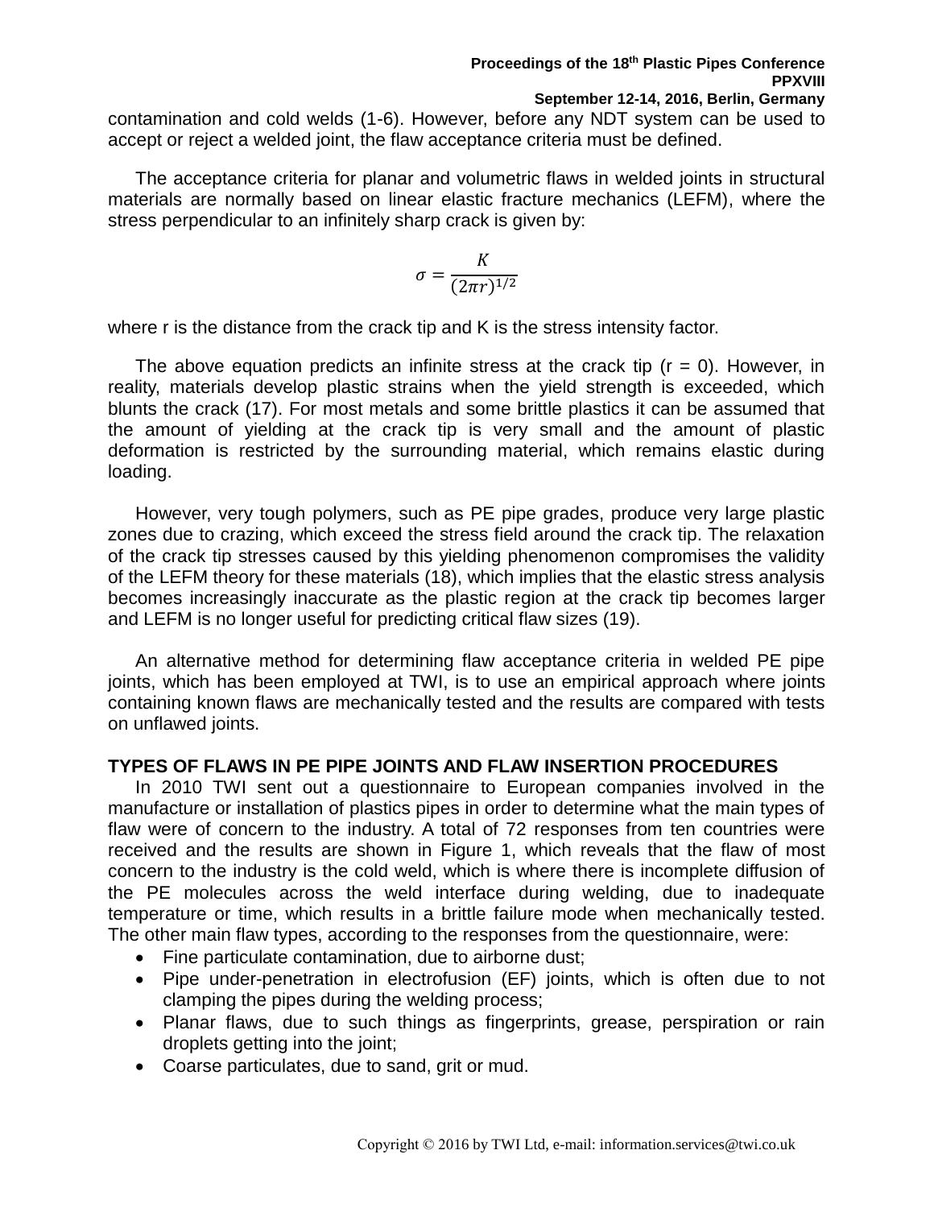contamination and cold welds (1-6). However, before any NDT system can be used to accept or reject a welded joint, the flaw acceptance criteria must be defined.

The acceptance criteria for planar and volumetric flaws in welded joints in structural materials are normally based on linear elastic fracture mechanics (LEFM), where the stress perpendicular to an infinitely sharp crack is given by:

$$\sigma = \frac{K}{(2\pi r)^{1/2}}$$

where r is the distance from the crack tip and K is the stress intensity factor.

The above equation predicts an infinite stress at the crack tip (r = 0). However, in reality, materials develop plastic strains when the yield strength is exceeded, which blunts the crack (17). For most metals and some brittle plastics it can be assumed that the amount of yielding at the crack tip is very small and the amount of plastic deformation is restricted by the surrounding material, which remains elastic during loading.

However, very tough polymers, such as PE pipe grades, produce very large plastic zones due to crazing, which exceed the stress field around the crack tip. The relaxation of the crack tip stresses caused by this yielding phenomenon compromises the validity of the LEFM theory for these materials (18), which implies that the elastic stress analysis becomes increasingly inaccurate as the plastic region at the crack tip becomes larger and LEFM is no longer useful for predicting critical flaw sizes (19).

An alternative method for determining flaw acceptance criteria in welded PE pipe joints, which has been employed at TWI, is to use an empirical approach where joints containing known flaws are mechanically tested and the results are compared with tests on unflawed joints.

## TYPES OF FLAWS IN PE PIPE JOINTS AND FLAW INSERTION PROCEDURES

In 2010 TWI sent out a questionnaire to European companies involved in the manufacture or installation of plastics pipes in order to determine what the main types of flaw were of concern to the industry. A total of 72 responses from ten countries were received and the results are shown in Figure 1, which reveals that the flaw of most concern to the industry is the cold weld, which is where there is incomplete diffusion of the PE molecules across the weld interface during welding, due to inadequate temperature or time, which results in a brittle failure mode when mechanically tested. The other main flaw types, according to the responses from the questionnaire, were:

- Fine particulate contamination, due to airborne dust;
- Pipe under-penetration in electrofusion (EF) joints, which is often due to not clamping the pipes during the welding process;
- Planar flaws, due to such things as fingerprints, grease, perspiration or rain droplets getting into the joint;
- Coarse particulates, due to sand, grit or mud.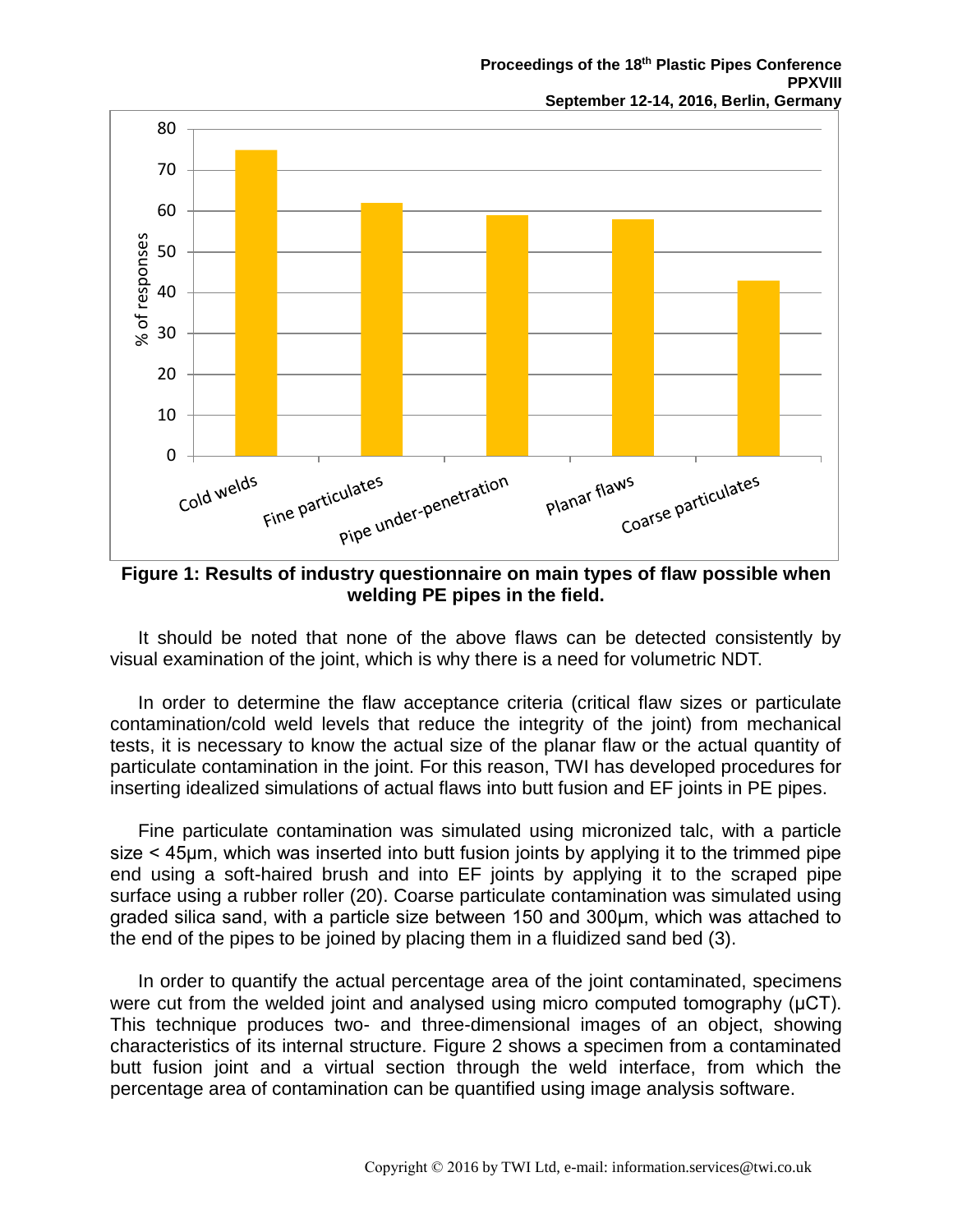**Figure 1: Results of industry questionnaire on main types of flaw possible when welding PE pipes in the field.**

It should be noted that none of the above flaws can be detected consistently by visual examination of the joint, which is why there is a need for volumetric NDT.

In order to determine the flaw acceptance criteria (critical flaw sizes or particulate contamination/cold weld levels that reduce the integrity of the joint) from mechanical tests, it is necessary to know the actual size of the planar flaw or the actual quantity of particulate contamination in the joint. For this reason, TWI has developed procedures for inserting idealized simulations of actual flaws into butt fusion and EF joints in PE pipes.

Fine particulate contamination was simulated using micronized talc, with a particle size < 45μm, which was inserted into butt fusion joints by applying it to the trimmed pipe end using a soft-haired brush and into EF joints by applying it to the scraped pipe surface using a rubber roller (20). Coarse particulate contamination was simulated using graded silica sand, with a particle size between 150 and 300μm, which was attached to the end of the pipes to be joined by placing them in a fluidized sand bed (3).

In order to quantify the actual percentage area of the joint contaminated, specimens were cut from the welded joint and analysed using micro computed tomography (μCT). This technique produces two- and three-dimensional images of an object, showing characteristics of its internal structure. Figure 2 shows a specimen from a contaminated butt fusion joint and a virtual section through the weld interface, from which the percentage area of contamination can be quantified using image analysis software.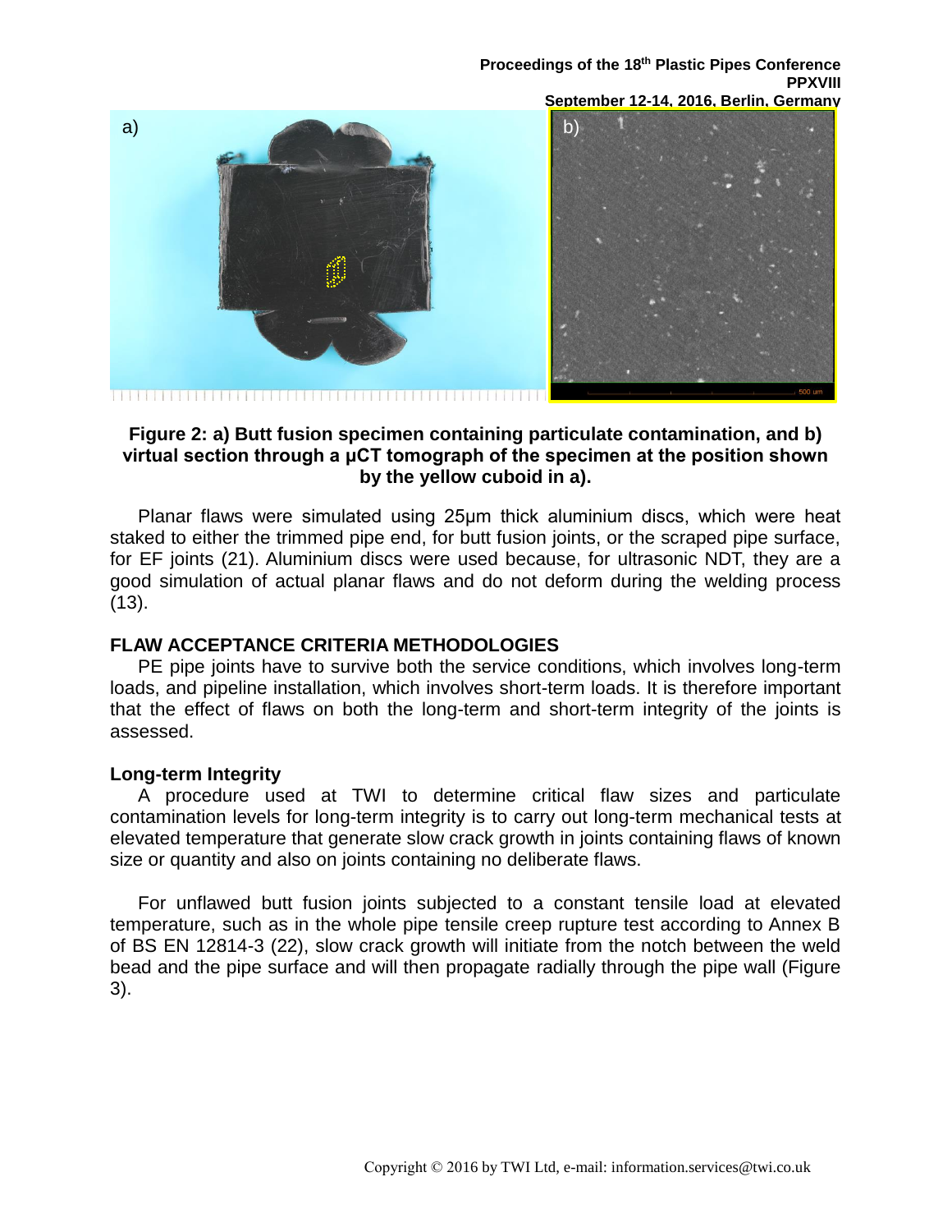**Figure 2: a) Butt fusion specimen containing particulate contamination, and b) virtual section through a μCT tomograph of the specimen at the position shown by the yellow cuboid in a).**

Planar flaws were simulated using 25μm thick aluminium discs, which were heat staked to either the trimmed pipe end, for butt fusion joints, or the scraped pipe surface, for EF joints (21). Aluminium discs were used because, for ultrasonic NDT, they are a good simulation of actual planar flaws and do not deform during the welding process (13).

## FLAW ACCEPTANCE CRITERIA METHODOLOGIES

PE pipe joints have to survive both the service conditions, which involves long-term loads, and pipeline installation, which involves short-term loads. It is therefore important that the effect of flaws on both the long-term and short-term integrity of the joints is assessed.

### Long-term Integrity

A procedure used at TWI to determine critical flaw sizes and particulate contamination levels for long-term integrity is to carry out long-term mechanical tests at elevated temperature that generate slow crack growth in joints containing flaws of known size or quantity and also on joints containing no deliberate flaws.

For unflawed butt fusion joints subjected to a constant tensile load at elevated temperature, such as in the whole pipe tensile creep rupture test according to Annex B of BS EN 12814-3 (22), slow crack growth will initiate from the notch between the weld bead and the pipe surface and will then propagate radially through the pipe wall (Figure 3).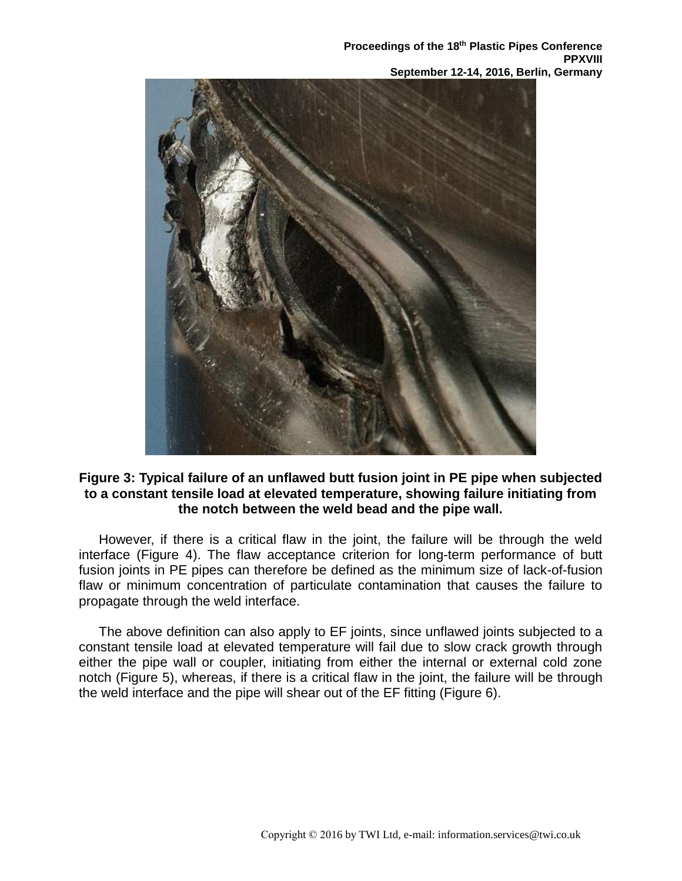**Figure 3: Typical failure of an unflawed butt fusion joint in PE pipe when subjected to a constant tensile load at elevated temperature, showing failure initiating from the notch between the weld bead and the pipe wall.**

However, if there is a critical flaw in the joint, the failure will be through the weld interface (Figure 4). The flaw acceptance criterion for long-term performance of butt fusion joints in PE pipes can therefore be defined as the minimum size of lack-of-fusion flaw or minimum concentration of particulate contamination that causes the failure to propagate through the weld interface.

The above definition can also apply to EF joints, since unflawed joints subjected to a constant tensile load at elevated temperature will fail due to slow crack growth through either the pipe wall or coupler, initiating from either the internal or external cold zone notch (Figure 5), whereas, if there is a critical flaw in the joint, the failure will be through the weld interface and the pipe will shear out of the EF fitting (Figure 6).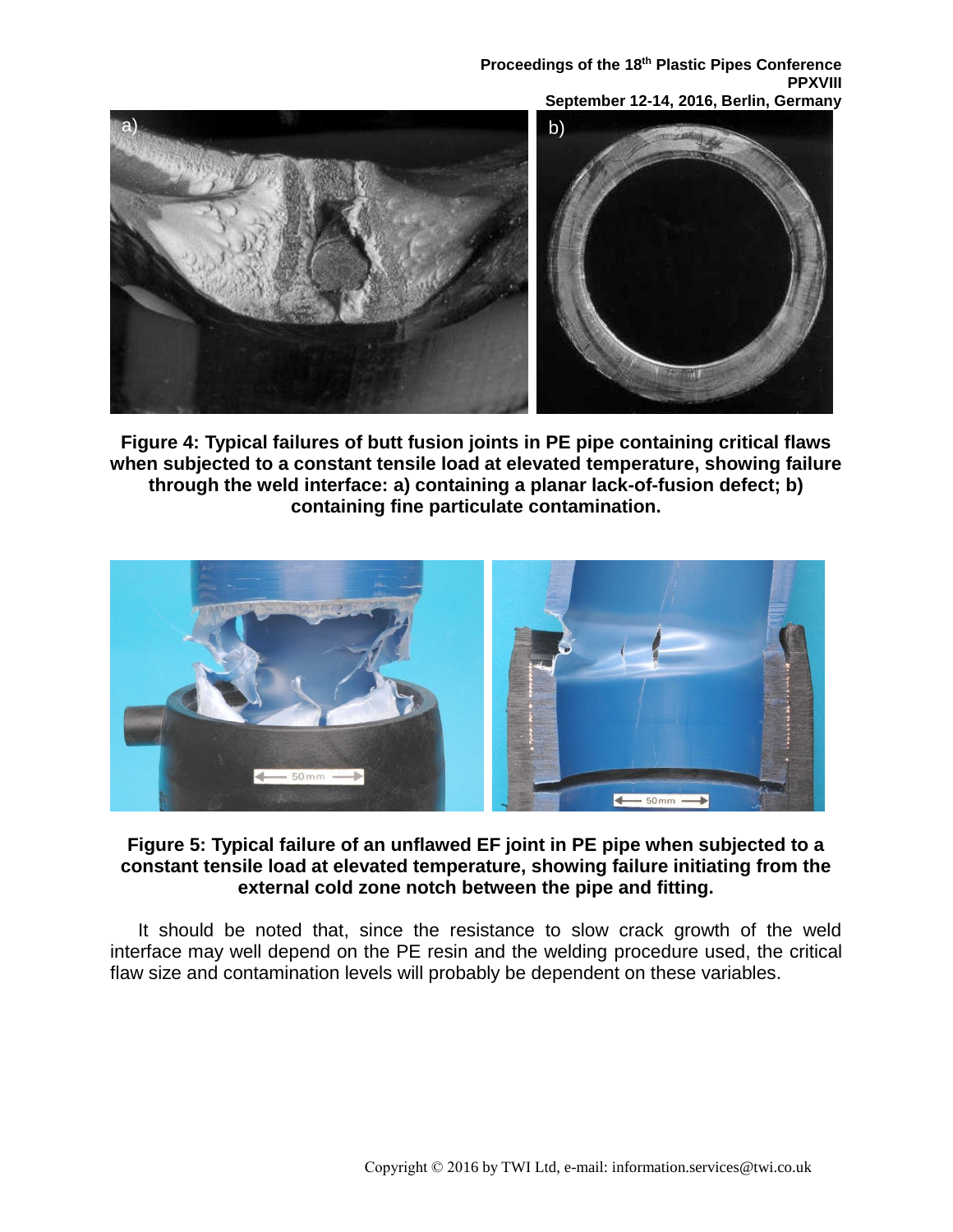**Figure 4: Typical failures of butt fusion joints in PE pipe containing critical flaws when subjected to a constant tensile load at elevated temperature, showing failure through the weld interface: a) containing a planar lack-of-fusion defect; b) containing fine particulate contamination.**

**Figure 5: Typical failure of an unflawed EF joint in PE pipe when subjected to a constant tensile load at elevated temperature, showing failure initiating from the external cold zone notch between the pipe and fitting.**

It should be noted that, since the resistance to slow crack growth of the weld interface may well depend on the PE resin and the welding procedure used, the critical flaw size and contamination levels will probably be dependent on these variables.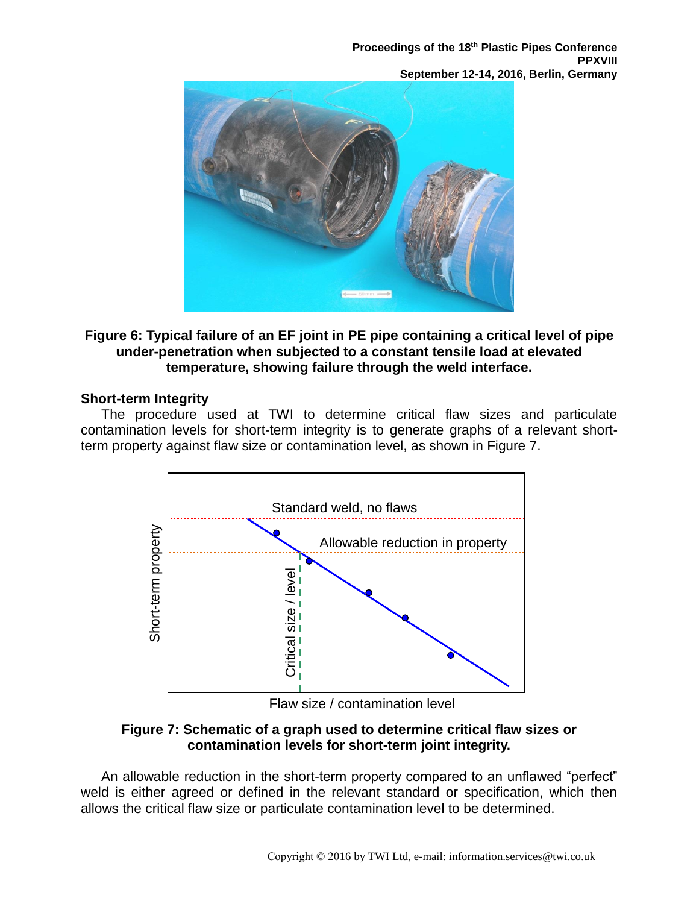**Figure 6: Typical failure of an EF joint in PE pipe containing a critical level of pipe under-penetration when subjected to a constant tensile load at elevated temperature, showing failure through the weld interface.**

### Short-term Integrity

The procedure used at TWI to determine critical flaw sizes and particulate contamination levels for short-term integrity is to generate graphs of a relevant short-term property against flaw size or contamination level, as shown in Figure 7.

**Figure 7: Schematic of a graph used to determine critical flaw sizes or contamination levels for short-term joint integrity.**

An allowable reduction in the short-term property compared to an unflawed "perfect" weld is either agreed or defined in the relevant standard or specification, which then allows the critical flaw size or particulate contamination level to be determined.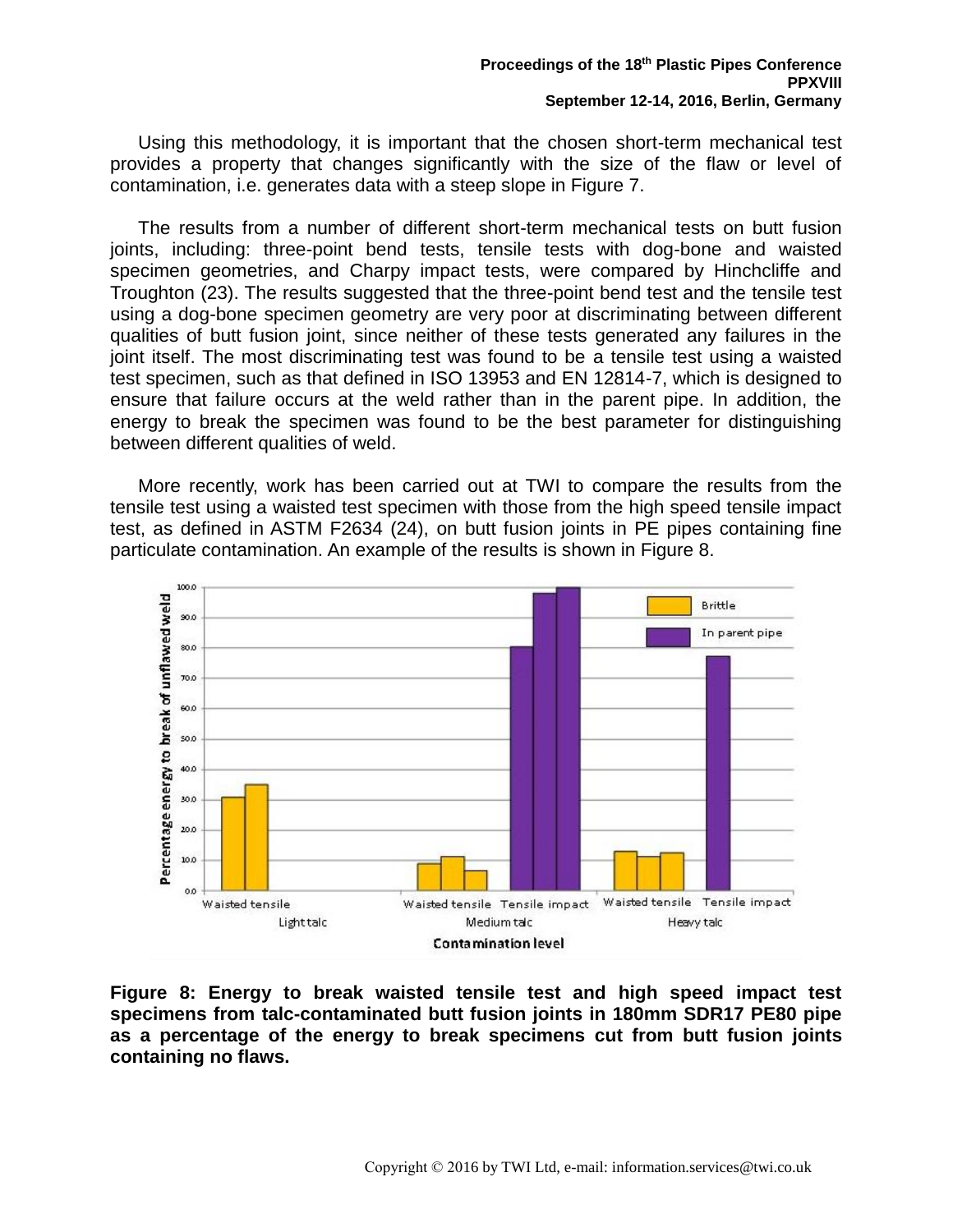Using this methodology, it is important that the chosen short-term mechanical test provides a property that changes significantly with the size of the flaw or level of contamination, i.e. generates data with a steep slope in Figure 7.

The results from a number of different short-term mechanical tests on butt fusion joints, including: three-point bend tests, tensile tests with dog-bone and waisted specimen geometries, and Charpy impact tests, were compared by Hinchcliffe and Troughton (23). The results suggested that the three-point bend test and the tensile test using a dog-bone specimen geometry are very poor at discriminating between different qualities of butt fusion joint, since neither of these tests generated any failures in the joint itself. The most discriminating test was found to be a tensile test using a waisted test specimen, such as that defined in ISO 13953 and EN 12814-7, which is designed to ensure that failure occurs at the weld rather than in the parent pipe. In addition, the energy to break the specimen was found to be the best parameter for distinguishing between different qualities of weld.

More recently, work has been carried out at TWI to compare the results from the tensile test using a waisted test specimen with those from the high speed tensile impact test, as defined in ASTM F2634 (24), on butt fusion joints in PE pipes containing fine particulate contamination. An example of the results is shown in Figure 8.

**Figure 8: Energy to break waisted tensile test and high speed impact test specimens from talc-contaminated butt fusion joints in 180mm SDR17 PE80 pipe as a percentage of the energy to break specimens cut from butt fusion joints containing no flaws.**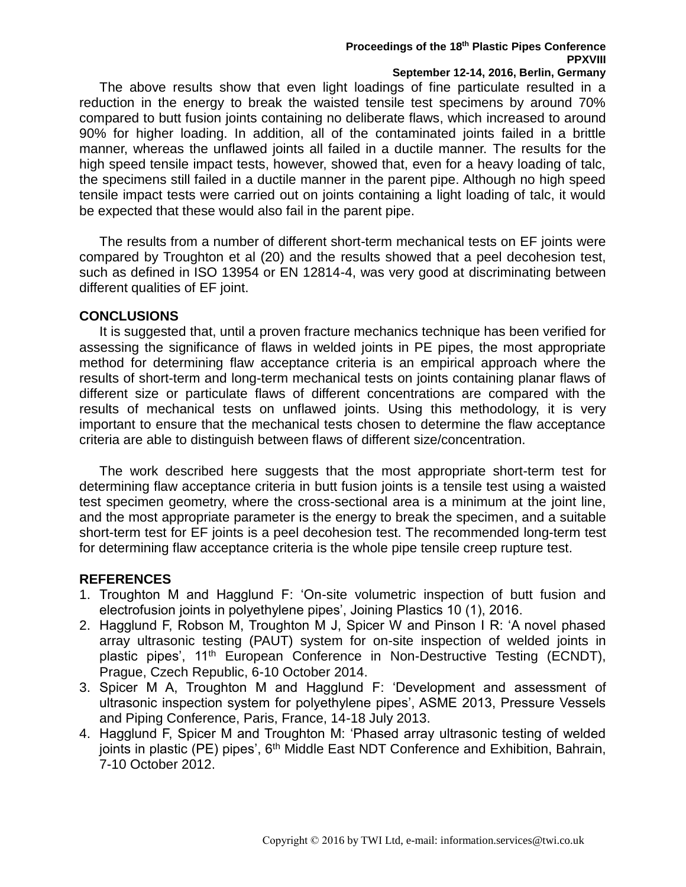The above results show that even light loadings of fine particulate resulted in a reduction in the energy to break the waisted tensile test specimens by around 70% compared to butt fusion joints containing no deliberate flaws, which increased to around 90% for higher loading. In addition, all of the contaminated joints failed in a brittle manner, whereas the unflawed joints all failed in a ductile manner. The results for the high speed tensile impact tests, however, showed that, even for a heavy loading of talc, the specimens still failed in a ductile manner in the parent pipe. Although no high speed tensile impact tests were carried out on joints containing a light loading of talc, it would be expected that these would also fail in the parent pipe.

The results from a number of different short-term mechanical tests on EF joints were compared by Troughton et al (20) and the results showed that a peel decohesion test, such as defined in ISO 13954 or EN 12814-4, was very good at discriminating between different qualities of EF joint.

## CONCLUSIONS

It is suggested that, until a proven fracture mechanics technique has been verified for assessing the significance of flaws in welded joints in PE pipes, the most appropriate method for determining flaw acceptance criteria is an empirical approach where the results of short-term and long-term mechanical tests on joints containing planar flaws of different size or particulate flaws of different concentrations are compared with the results of mechanical tests on unflawed joints. Using this methodology, it is very important to ensure that the mechanical tests chosen to determine the flaw acceptance criteria are able to distinguish between flaws of different size/concentration.

The work described here suggests that the most appropriate short-term test for determining flaw acceptance criteria in butt fusion joints is a tensile test using a waisted test specimen geometry, where the cross-sectional area is a minimum at the joint line, and the most appropriate parameter is the energy to break the specimen, and a suitable short-term test for EF joints is a peel decohesion test. The recommended long-term test for determining flaw acceptance criteria is the whole pipe tensile creep rupture test.

## REFERENCES

1. Troughton M and Hagglund F: 'On-site volumetric inspection of butt fusion and electrofusion joints in polyethylene pipes', Joining Plastics 10 (1), 2016.
2. Hagglund F, Robson M, Troughton M J, Spicer W and Pinson I R: 'A novel phased array ultrasonic testing (PAUT) system for on-site inspection of welded joints in plastic pipes', 11th European Conference in Non-Destructive Testing (ECNDT), Prague, Czech Republic, 6-10 October 2014.
3. Spicer M A, Troughton M and Hagglund F: 'Development and assessment of ultrasonic inspection system for polyethylene pipes', ASME 2013, Pressure Vessels and Piping Conference, Paris, France, 14-18 July 2013.
4. Hagglund F, Spicer M and Troughton M: 'Phased array ultrasonic testing of welded joints in plastic (PE) pipes', 6th Middle East NDT Conference and Exhibition, Bahrain, 7-10 October 2012.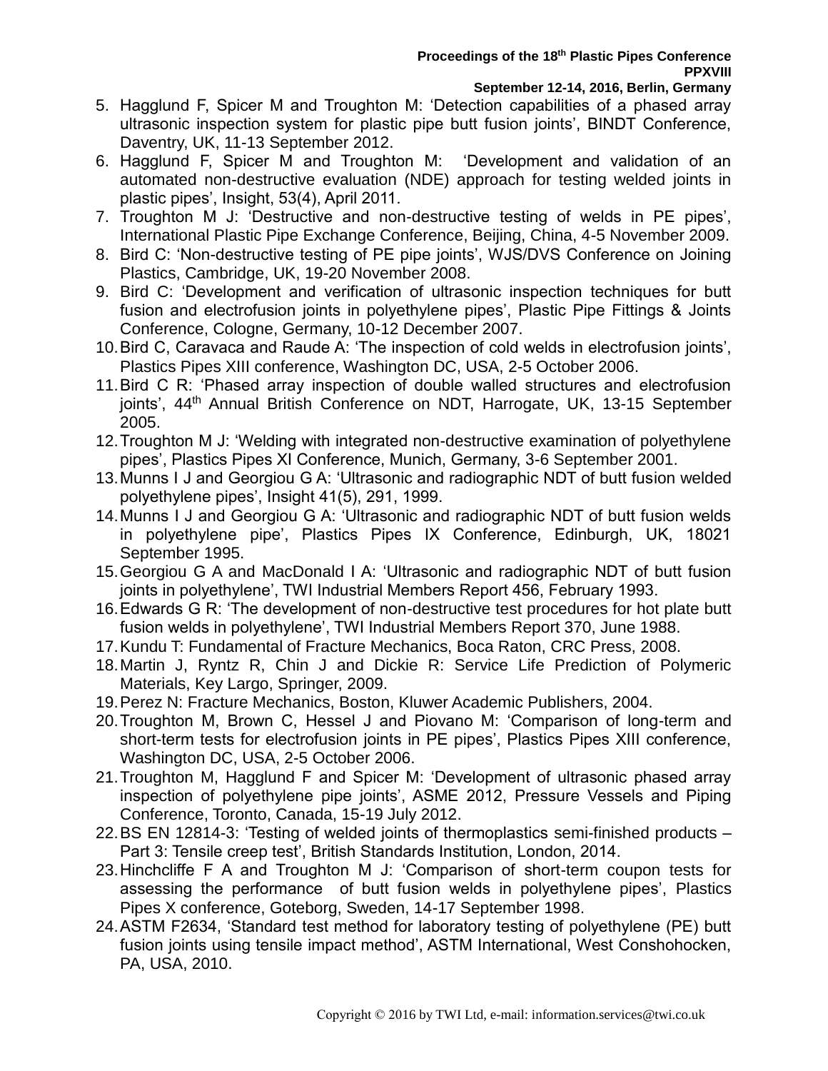5. Hagglund F, Spicer M and Troughton M: 'Detection capabilities of a phased array ultrasonic inspection system for plastic pipe butt fusion joints', BINDT Conference, Daventry, UK, 11-13 September 2012.
6. Hagglund F, Spicer M and Troughton M: 'Development and validation of an automated non-destructive evaluation (NDE) approach for testing welded joints in plastic pipes', Insight, 53(4), April 2011.
7. Troughton M J: 'Destructive and non-destructive testing of welds in PE pipes', International Plastic Pipe Exchange Conference, Beijing, China, 4-5 November 2009.
8. Bird C: 'Non-destructive testing of PE pipe joints', WJS/DVS Conference on Joining Plastics, Cambridge, UK, 19-20 November 2008.
9. Bird C: 'Development and verification of ultrasonic inspection techniques for butt fusion and electrofusion joints in polyethylene pipes', Plastic Pipe Fittings & Joints Conference, Cologne, Germany, 10-12 December 2007.
10. Bird C, Caravaca and Raude A: 'The inspection of cold welds in electrofusion joints', Plastics Pipes XIII conference, Washington DC, USA, 2-5 October 2006.
11. Bird C R: 'Phased array inspection of double walled structures and electrofusion joints', 44th Annual British Conference on NDT, Harrogate, UK, 13-15 September 2005.
12. Troughton M J: 'Welding with integrated non-destructive examination of polyethylene pipes', Plastics Pipes XI Conference, Munich, Germany, 3-6 September 2001.
13. Munns I J and Georgiou G A: 'Ultrasonic and radiographic NDT of butt fusion welded polyethylene pipes', Insight 41(5), 291, 1999.
14. Munns I J and Georgiou G A: 'Ultrasonic and radiographic NDT of butt fusion welds in polyethylene pipe', Plastics Pipes IX Conference, Edinburgh, UK, 18021 September 1995.
15. Georgiou G A and MacDonald I A: 'Ultrasonic and radiographic NDT of butt fusion joints in polyethylene', TWI Industrial Members Report 456, February 1993.
16. Edwards G R: 'The development of non-destructive test procedures for hot plate butt fusion welds in polyethylene', TWI Industrial Members Report 370, June 1988.
17. Kundu T: Fundamental of Fracture Mechanics, Boca Raton, CRC Press, 2008.
18. Martin J, Ryntz R, Chin J and Dickie R: Service Life Prediction of Polymeric Materials, Key Largo, Springer, 2009.
19. Perez N: Fracture Mechanics, Boston, Kluwer Academic Publishers, 2004.
20. Troughton M, Brown C, Hessel J and Piovano M: 'Comparison of long-term and short-term tests for electrofusion joints in PE pipes', Plastics Pipes XIII conference, Washington DC, USA, 2-5 October 2006.
21. Troughton M, Hagglund F and Spicer M: 'Development of ultrasonic phased array inspection of polyethylene pipe joints', ASME 2012, Pressure Vessels and Piping Conference, Toronto, Canada, 15-19 July 2012.
22. BS EN 12814-3: 'Testing of welded joints of thermoplastics semi-finished products – Part 3: Tensile creep test', British Standards Institution, London, 2014.
23. Hinchcliffe F A and Troughton M J: 'Comparison of short-term coupon tests for assessing the performance of butt fusion welds in polyethylene pipes', Plastics Pipes X conference, Goteborg, Sweden, 14-17 September 1998.
24. ASTM F2634, 'Standard test method for laboratory testing of polyethylene (PE) butt fusion joints using tensile impact method', ASTM International, West Conshohocken, PA, USA, 2010.